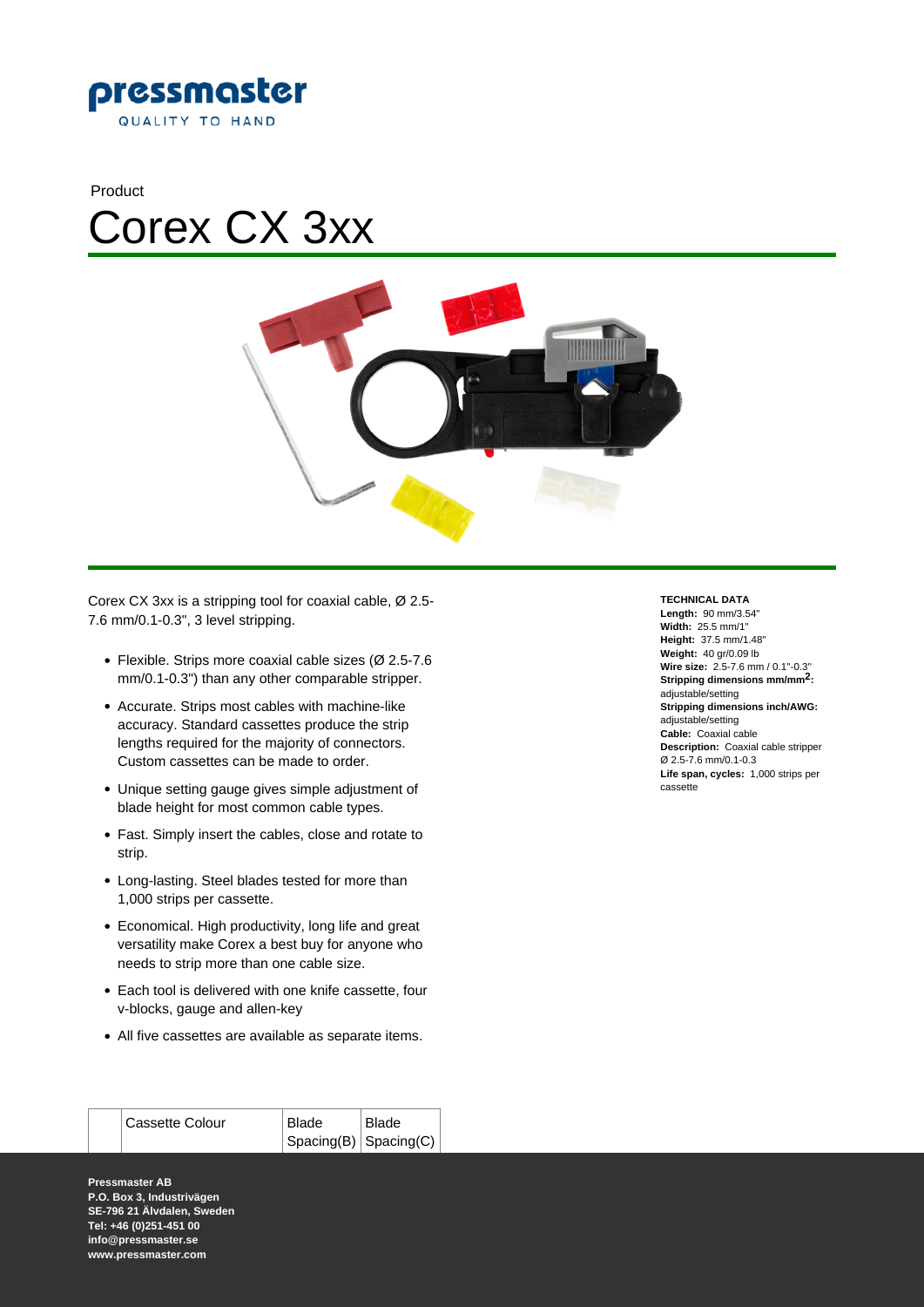Product

# Corex CX 3xx

Corex CX 3xx is a stripping tool for coaxial cable, Ø 2.5-7.6 mm/0.1-0.3", 3 level stripping.

- Flexible. Strips more coaxial cable sizes (Ø 2.5-7.6 mm/0.1-0.3") than any other comparable stripper.
- Accurate. Strips most cables with machine-like accuracy. Standard cassettes produce the strip lengths required for the majority of connectors. Custom cassettes can be made to order.
- Unique setting gauge gives simple adjustment of blade height for most common cable types.
- Fast. Simply insert the cables, close and rotate to strip.
- Long-lasting. Steel blades tested for more than 1,000 strips per cassette.
- Economical. High productivity, long life and great versatility make Corex a best buy for anyone who needs to strip more than one cable size.
- Each tool is delivered with one knife cassette, four v-blocks, gauge and allen-key
- All five cassettes are available as separate items.

**TECHNICAL DATA**

**Length:** 90 mm/3.54"
**Width:** 25.5 mm/1"
**Height:** 37.5 mm/1.48"
**Weight:** 40 gr/0.09 lb
**Wire size:** 2.5-7.6 mm / 0.1"-0.3"
**Stripping dimensions mm/mm$^2$:** adjustable/setting
**Stripping dimensions inch/AWG:** adjustable/setting
**Cable:** Coaxial cable
**Description:** Coaxial cable stripper Ø 2.5-7.6 mm/0.1-0.3
**Life span, cycles:** 1,000 strips per cassette

| | Cassette Colour | Blade Spacing(B) | Blade Spacing(C) |
|---|---|---|---|

**Pressmaster AB**
**P.O. Box 3, Industrivägen**
**SE-796 21 Älvdalen, Sweden**
**Tel: +46 (0)251-451 00**
**info@pressmaster.se**
**www.pressmaster.com**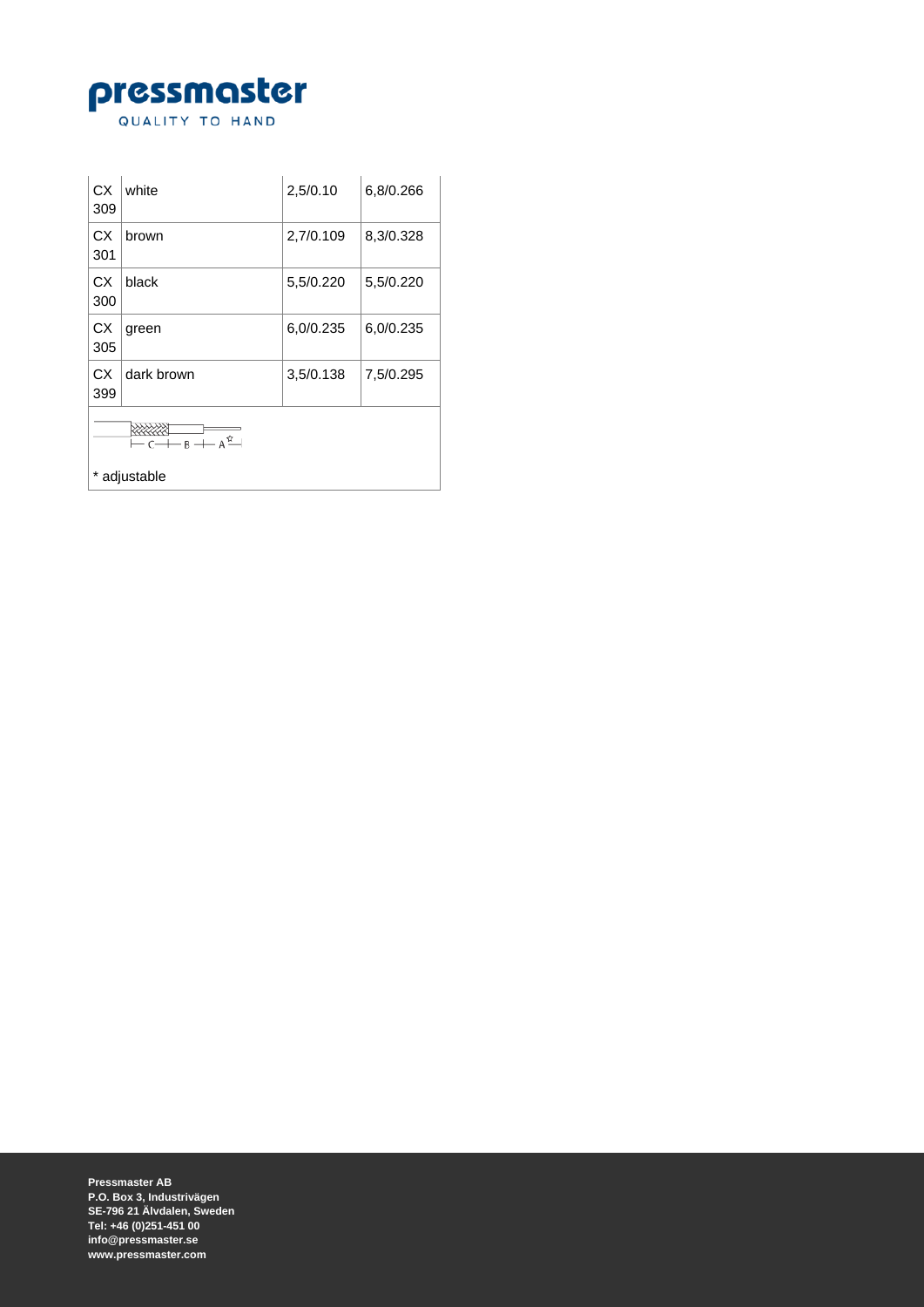| | | | |
|---|---|---|---|
| CX 309 | white | 2,5/0.10 | 6,8/0.266 |
| CX 301 | brown | 2,7/0.109 | 8,3/0.328 |
| CX 300 | black | 5,5/0.220 | 5,5/0.220 |
| CX 305 | green | 6,0/0.235 | 6,0/0.235 |
| CX 399 | dark brown | 3,5/0.138 | 7,5/0.295 |

C B A*

* adjustable

Pressmaster AB
P.O. Box 3, Industrivägen
SE-796 21 Älvdalen, Sweden
Tel: +46 (0)251-451 00
info@pressmaster.se
www.pressmaster.com